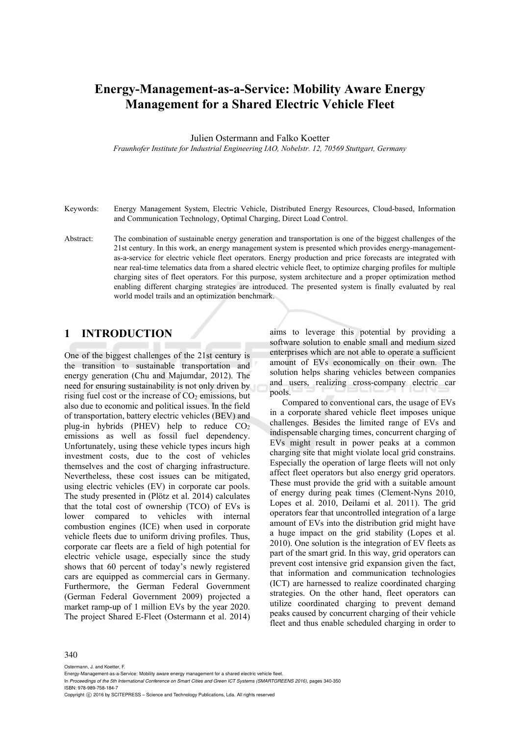# Energy-Management-as-a-Service: Mobility Aware Energy Management for a Shared Electric Vehicle Fleet

Julien Ostermann and Falko Koetter

*Fraunhofer Institute for Industrial Engineering IAO, Nobelstr. 12, 70569 Stuttgart, Germany*

Keywords: Energy Management System, Electric Vehicle, Distributed Energy Resources, Cloud-based, Information and Communication Technology, Optimal Charging, Direct Load Control.

Abstract: The combination of sustainable energy generation and transportation is one of the biggest challenges of the 21st century. In this work, an energy management system is presented which provides energy-management-as-a-service for electric vehicle fleet operators. Energy production and price forecasts are integrated with near real-time telematics data from a shared electric vehicle fleet, to optimize charging profiles for multiple charging sites of fleet operators. For this purpose, system architecture and a proper optimization method enabling different charging strategies are introduced. The presented system is finally evaluated by real world model trails and an optimization benchmark.

## 1 INTRODUCTION

One of the biggest challenges of the 21st century is the transition to sustainable transportation and energy generation (Chu and Majumdar, 2012). The need for ensuring sustainability is not only driven by rising fuel cost or the increase of $CO_2$ emissions, but also due to economic and political issues. In the field of transportation, battery electric vehicles (BEV) and plug-in hybrids (PHEV) help to reduce $CO_2$ emissions as well as fossil fuel dependency. Unfortunately, using these vehicle types incurs high investment costs, due to the cost of vehicles themselves and the cost of charging infrastructure. Nevertheless, these cost issues can be mitigated, using electric vehicles (EV) in corporate car pools. The study presented in (Plötz et al. 2014) calculates that the total cost of ownership (TCO) of EVs is lower compared to vehicles with internal combustion engines (ICE) when used in corporate vehicle fleets due to uniform driving profiles. Thus, corporate car fleets are a field of high potential for electric vehicle usage, especially since the study shows that 60 percent of today's newly registered cars are equipped as commercial cars in Germany. Furthermore, the German Federal Government (German Federal Government 2009) projected a market ramp-up of 1 million EVs by the year 2020. The project Shared E-Fleet (Ostermann et al. 2014) aims to leverage this potential by providing a software solution to enable small and medium sized enterprises which are not able to operate a sufficient amount of EVs economically on their own. The solution helps sharing vehicles between companies and users, realizing cross-company electric car pools.

Compared to conventional cars, the usage of EVs in a corporate shared vehicle fleet imposes unique challenges. Besides the limited range of EVs and indispensable charging times, concurrent charging of EVs might result in power peaks at a common charging site that might violate local grid constrains. Especially the operation of large fleets will not only affect fleet operators but also energy grid operators. These must provide the grid with a suitable amount of energy during peak times (Clement-Nyns 2010, Lopes et al. 2010, Deilami et al. 2011). The grid operators fear that uncontrolled integration of a large amount of EVs into the distribution grid might have a huge impact on the grid stability (Lopes et al. 2010). One solution is the integration of EV fleets as part of the smart grid. In this way, grid operators can prevent cost intensive grid expansion given the fact, that information and communication technologies (ICT) are harnessed to realize coordinated charging strategies. On the other hand, fleet operators can utilize coordinated charging to prevent demand peaks caused by concurrent charging of their vehicle fleet and thus enable scheduled charging in order to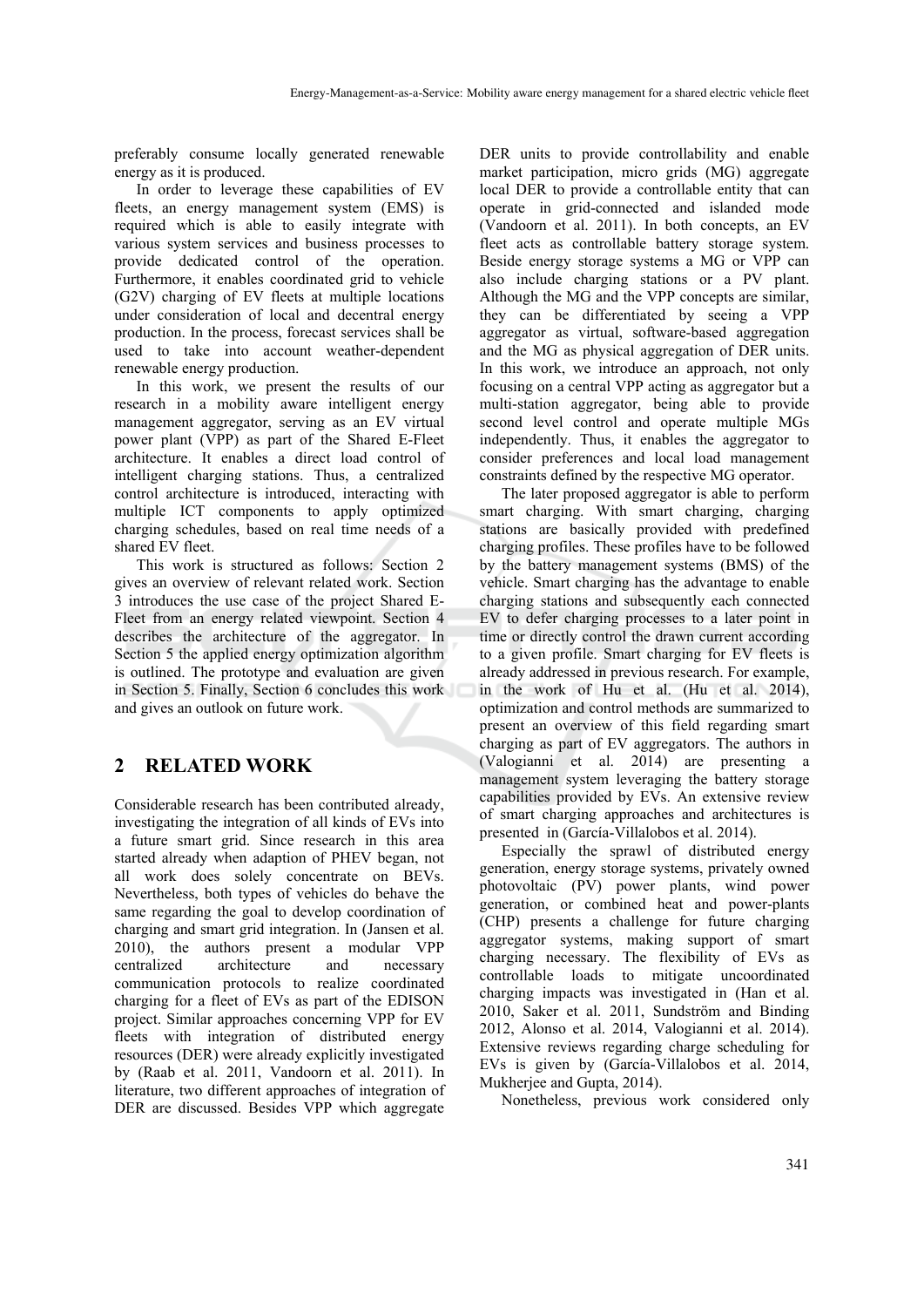preferably consume locally generated renewable energy as it is produced.

In order to leverage these capabilities of EV fleets, an energy management system (EMS) is required which is able to easily integrate with various system services and business processes to provide dedicated control of the operation. Furthermore, it enables coordinated grid to vehicle (G2V) charging of EV fleets at multiple locations under consideration of local and decentral energy production. In the process, forecast services shall be used to take into account weather-dependent renewable energy production.

In this work, we present the results of our research in a mobility aware intelligent energy management aggregator, serving as an EV virtual power plant (VPP) as part of the Shared E-Fleet architecture. It enables a direct load control of intelligent charging stations. Thus, a centralized control architecture is introduced, interacting with multiple ICT components to apply optimized charging schedules, based on real time needs of a shared EV fleet.

This work is structured as follows: Section 2 gives an overview of relevant related work. Section 3 introduces the use case of the project Shared E-Fleet from an energy related viewpoint. Section 4 describes the architecture of the aggregator. In Section 5 the applied energy optimization algorithm is outlined. The prototype and evaluation are given in Section 5. Finally, Section 6 concludes this work and gives an outlook on future work.

## 2 RELATED WORK

Considerable research has been contributed already, investigating the integration of all kinds of EVs into a future smart grid. Since research in this area started already when adaption of PHEV began, not all work does solely concentrate on BEVs. Nevertheless, both types of vehicles do behave the same regarding the goal to develop coordination of charging and smart grid integration. In (Jansen et al. 2010), the authors present a modular VPP centralized architecture and necessary communication protocols to realize coordinated charging for a fleet of EVs as part of the EDISON project. Similar approaches concerning VPP for EV fleets with integration of distributed energy resources (DER) were already explicitly investigated by (Raab et al. 2011, Vandoorn et al. 2011). In literature, two different approaches of integration of DER are discussed. Besides VPP which aggregate DER units to provide controllability and enable market participation, micro grids (MG) aggregate local DER to provide a controllable entity that can operate in grid-connected and islanded mode (Vandoorn et al. 2011). In both concepts, an EV fleet acts as controllable battery storage system. Beside energy storage systems a MG or VPP can also include charging stations or a PV plant. Although the MG and the VPP concepts are similar, they can be differentiated by seeing a VPP aggregator as virtual, software-based aggregation and the MG as physical aggregation of DER units. In this work, we introduce an approach, not only focusing on a central VPP acting as aggregator but a multi-station aggregator, being able to provide second level control and operate multiple MGs independently. Thus, it enables the aggregator to consider preferences and local load management constraints defined by the respective MG operator.

The later proposed aggregator is able to perform smart charging. With smart charging, charging stations are basically provided with predefined charging profiles. These profiles have to be followed by the battery management systems (BMS) of the vehicle. Smart charging has the advantage to enable charging stations and subsequently each connected EV to defer charging processes to a later point in time or directly control the drawn current according to a given profile. Smart charging for EV fleets is already addressed in previous research. For example, in the work of Hu et al. (Hu et al. 2014), optimization and control methods are summarized to present an overview of this field regarding smart charging as part of EV aggregators. The authors in (Valogianni et al. 2014) are presenting a management system leveraging the battery storage capabilities provided by EVs. An extensive review of smart charging approaches and architectures is presented in (García-Villalobos et al. 2014).

Especially the sprawl of distributed energy generation, energy storage systems, privately owned photovoltaic (PV) power plants, wind power generation, or combined heat and power-plants (CHP) presents a challenge for future charging aggregator systems, making support of smart charging necessary. The flexibility of EVs as controllable loads to mitigate uncoordinated charging impacts was investigated in (Han et al. 2010, Saker et al. 2011, Sundström and Binding 2012, Alonso et al. 2014, Valogianni et al. 2014). Extensive reviews regarding charge scheduling for EVs is given by (García-Villalobos et al. 2014, Mukherjee and Gupta, 2014).

Nonetheless, previous work considered only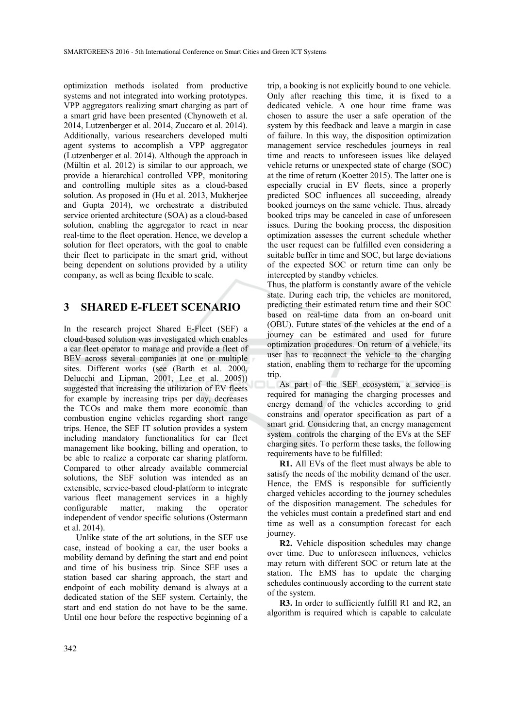optimization methods isolated from productive systems and not integrated into working prototypes. VPP aggregators realizing smart charging as part of a smart grid have been presented (Chynoweth et al. 2014, Lutzenberger et al. 2014, Zuccaro et al. 2014). Additionally, various researchers developed multi agent systems to accomplish a VPP aggregator (Lutzenberger et al. 2014). Although the approach in (Mültin et al. 2012) is similar to our approach, we provide a hierarchical controlled VPP, monitoring and controlling multiple sites as a cloud-based solution. As proposed in (Hu et al. 2013, Mukherjee and Gupta 2014), we orchestrate a distributed service oriented architecture (SOA) as a cloud-based solution, enabling the aggregator to react in near real-time to the fleet operation. Hence, we develop a solution for fleet operators, with the goal to enable their fleet to participate in the smart grid, without being dependent on solutions provided by a utility company, as well as being flexible to scale.

## 3 SHARED E-FLEET SCENARIO

In the research project Shared E-Fleet (SEF) a cloud-based solution was investigated which enables a car fleet operator to manage and provide a fleet of BEV across several companies at one or multiple sites. Different works (see (Barth et al. 2000, Delucchi and Lipman, 2001, Lee et al. 2005)) suggested that increasing the utilization of EV fleets for example by increasing trips per day, decreases the TCOs and make them more economic than combustion engine vehicles regarding short range trips. Hence, the SEF IT solution provides a system including mandatory functionalities for car fleet management like booking, billing and operation, to be able to realize a corporate car sharing platform. Compared to other already available commercial solutions, the SEF solution was intended as an extensible, service-based cloud-platform to integrate various fleet management services in a highly configurable matter, making the operator independent of vendor specific solutions (Ostermann et al. 2014).

Unlike state of the art solutions, in the SEF use case, instead of booking a car, the user books a mobility demand by defining the start and end point and time of his business trip. Since SEF uses a station based car sharing approach, the start and endpoint of each mobility demand is always at a dedicated station of the SEF system. Certainly, the start and end station do not have to be the same. Until one hour before the respective beginning of a trip, a booking is not explicitly bound to one vehicle. Only after reaching this time, it is fixed to a dedicated vehicle. A one hour time frame was chosen to assure the user a safe operation of the system by this feedback and leave a margin in case of failure. In this way, the disposition optimization management service reschedules journeys in real time and reacts to unforeseen issues like delayed vehicle returns or unexpected state of charge (SOC) at the time of return (Koetter 2015). The latter one is especially crucial in EV fleets, since a properly predicted SOC influences all succeeding, already booked journeys on the same vehicle. Thus, already booked trips may be canceled in case of unforeseen issues. During the booking process, the disposition optimization assesses the current schedule whether the user request can be fulfilled even considering a suitable buffer in time and SOC, but large deviations of the expected SOC or return time can only be intercepted by standby vehicles.

Thus, the platform is constantly aware of the vehicle state. During each trip, the vehicles are monitored, predicting their estimated return time and their SOC based on real-time data from an on-board unit (OBU). Future states of the vehicles at the end of a journey can be estimated and used for future optimization procedures. On return of a vehicle, its user has to reconnect the vehicle to the charging station, enabling them to recharge for the upcoming trip.

As part of the SEF ecosystem, a service is required for managing the charging processes and energy demand of the vehicles according to grid constrains and operator specification as part of a smart grid. Considering that, an energy management system controls the charging of the EVs at the SEF charging sites. To perform these tasks, the following requirements have to be fulfilled:

**R1.** All EVs of the fleet must always be able to satisfy the needs of the mobility demand of the user. Hence, the EMS is responsible for sufficiently charged vehicles according to the journey schedules of the disposition management. The schedules for the vehicles must contain a predefined start and end time as well as a consumption forecast for each journey.

**R2.** Vehicle disposition schedules may change over time. Due to unforeseen influences, vehicles may return with different SOC or return late at the station. The EMS has to update the charging schedules continuously according to the current state of the system.

**R3.** In order to sufficiently fulfill R1 and R2, an algorithm is required which is capable to calculate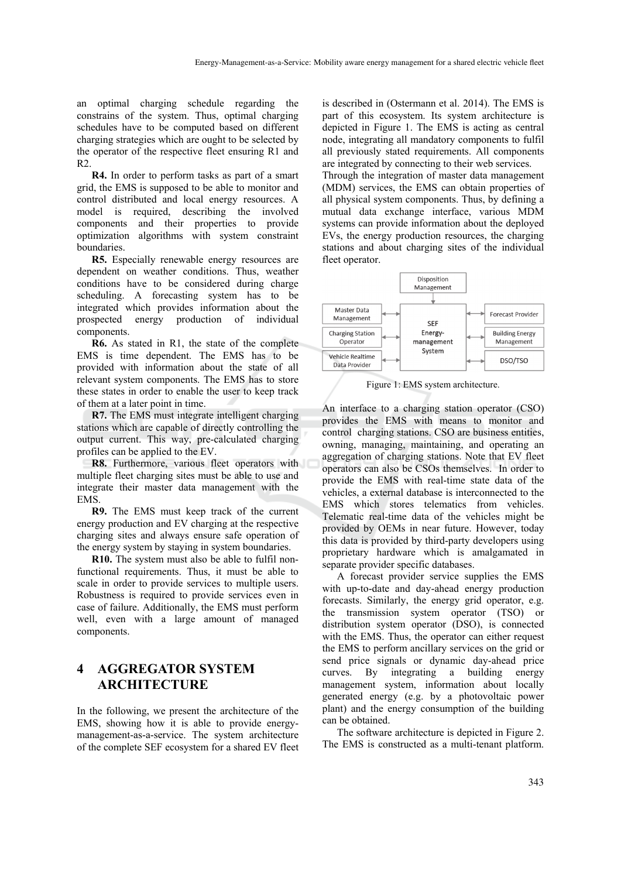an optimal charging schedule regarding the constrains of the system. Thus, optimal charging schedules have to be computed based on different charging strategies which are ought to be selected by the operator of the respective fleet ensuring R1 and R2.

**R4.** In order to perform tasks as part of a smart grid, the EMS is supposed to be able to monitor and control distributed and local energy resources. A model is required, describing the involved components and their properties to provide optimization algorithms with system constraint boundaries.

**R5.** Especially renewable energy resources are dependent on weather conditions. Thus, weather conditions have to be considered during charge scheduling. A forecasting system has to be integrated which provides information about the prospected energy production of individual components.

**R6.** As stated in R1, the state of the complete EMS is time dependent. The EMS has to be provided with information about the state of all relevant system components. The EMS has to store these states in order to enable the user to keep track of them at a later point in time.

**R7.** The EMS must integrate intelligent charging stations which are capable of directly controlling the output current. This way, pre-calculated charging profiles can be applied to the EV.

**R8.** Furthermore, various fleet operators with multiple fleet charging sites must be able to use and integrate their master data management with the EMS.

**R9.** The EMS must keep track of the current energy production and EV charging at the respective charging sites and always ensure safe operation of the energy system by staying in system boundaries.

**R10.** The system must also be able to fulfil non-functional requirements. Thus, it must be able to scale in order to provide services to multiple users. Robustness is required to provide services even in case of failure. Additionally, the EMS must perform well, even with a large amount of managed components.

## 4 AGGREGATOR SYSTEM ARCHITECTURE

In the following, we present the architecture of the EMS, showing how it is able to provide energy-management-as-a-service. The system architecture of the complete SEF ecosystem for a shared EV fleet is described in (Ostermann et al. 2014). The EMS is part of this ecosystem. Its system architecture is depicted in Figure 1. The EMS is acting as central node, integrating all mandatory components to fulfil all previously stated requirements. All components are integrated by connecting to their web services.

Through the integration of master data management (MDM) services, the EMS can obtain properties of all physical system components. Thus, by defining a mutual data exchange interface, various MDM systems can provide information about the deployed EVs, the energy production resources, the charging stations and about charging sites of the individual fleet operator.

Disposition Management

Master Data Management | Charging Station Operator | Vehicle Realtime Data Provider

SEF Energy-management System

Forecast Provider | Building Energy Management | DSO/TSO

Figure 1: EMS system architecture.

An interface to a charging station operator (CSO) provides the EMS with means to monitor and control charging stations. CSO are business entities, owning, managing, maintaining, and operating an aggregation of charging stations. Note that EV fleet operators can also be CSOs themselves. In order to provide the EMS with real-time state data of the vehicles, a external database is interconnected to the EMS which stores telematics from vehicles. Telematic real-time data of the vehicles might be provided by OEMs in near future. However, today this data is provided by third-party developers using proprietary hardware which is amalgamated in separate provider specific databases.

A forecast provider service supplies the EMS with up-to-date and day-ahead energy production forecasts. Similarly, the energy grid operator, e.g. the transmission system operator (TSO) or distribution system operator (DSO), is connected with the EMS. Thus, the operator can either request the EMS to perform ancillary services on the grid or send price signals or dynamic day-ahead price curves. By integrating a building energy management system, information about locally generated energy (e.g. by a photovoltaic power plant) and the energy consumption of the building can be obtained.

The software architecture is depicted in Figure 2. The EMS is constructed as a multi-tenant platform.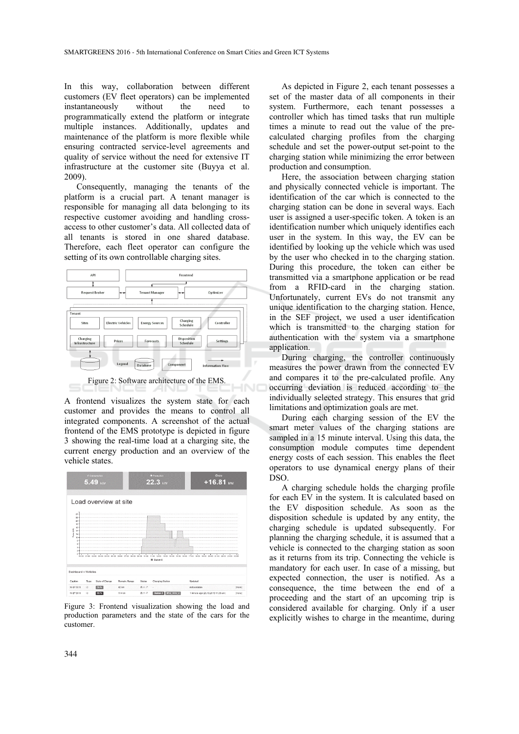In this way, collaboration between different customers (EV fleet operators) can be implemented instantaneously without the need to programmatically extend the platform or integrate multiple instances. Additionally, updates and maintenance of the platform is more flexible while ensuring contracted service-level agreements and quality of service without the need for extensive IT infrastructure at the customer site (Buyya et al. 2009).

Consequently, managing the tenants of the platform is a crucial part. A tenant manager is responsible for managing all data belonging to its respective customer avoiding and handling cross-access to other customer's data. All collected data of all tenants is stored in one shared database. Therefore, each fleet operator can configure the setting of its own controllable charging sites.

Figure 2: Software architecture of the EMS.

A frontend visualizes the system state for each customer and provides the means to control all integrated components. A screenshot of the actual frontend of the EMS prototype is depicted in figure 3 showing the real-time load at a charging site, the current energy production and an overview of the vehicle states.

Figure 3: Frontend visualization showing the load and production parameters and the state of the cars for the customer.

As depicted in Figure 2, each tenant possesses a set of the master data of all components in their system. Furthermore, each tenant possesses a controller which has timed tasks that run multiple times a minute to read out the value of the pre-calculated charging profiles from the charging schedule and set the power-output set-point to the charging station while minimizing the error between production and consumption.

Here, the association between charging station and physically connected vehicle is important. The identification of the car which is connected to the charging station can be done in several ways. Each user is assigned a user-specific token. A token is an identification number which uniquely identifies each user in the system. In this way, the EV can be identified by looking up the vehicle which was used by the user who checked in to the charging station. During this procedure, the token can either be transmitted via a smartphone application or be read from a RFID-card in the charging station. Unfortunately, current EVs do not transmit any unique identification to the charging station. Hence, in the SEF project, we used a user identification which is transmitted to the charging station for authentication with the system via a smartphone application.

During charging, the controller continuously measures the power drawn from the connected EV and compares it to the pre-calculated profile. Any occurring deviation is reduced according to the individually selected strategy. This ensures that grid limitations and optimization goals are met.

During each charging session of the EV the smart meter values of the charging stations are sampled in a 15 minute interval. Using this data, the consumption module computes time dependent energy costs of each session. This enables the fleet operators to use dynamical energy plans of their DSO.

A charging schedule holds the charging profile for each EV in the system. It is calculated based on the EV disposition schedule. As soon as the disposition schedule is updated by any entity, the charging schedule is updated subsequently. For planning the charging schedule, it is assumed that a vehicle is connected to the charging station as soon as it returns from its trip. Connecting the vehicle is mandatory for each user. In case of a missing, but expected connection, the user is notified. As a consequence, the time between the end of a proceeding and the start of an upcoming trip is considered available for charging. Only if a user explicitly wishes to charge in the meantime, during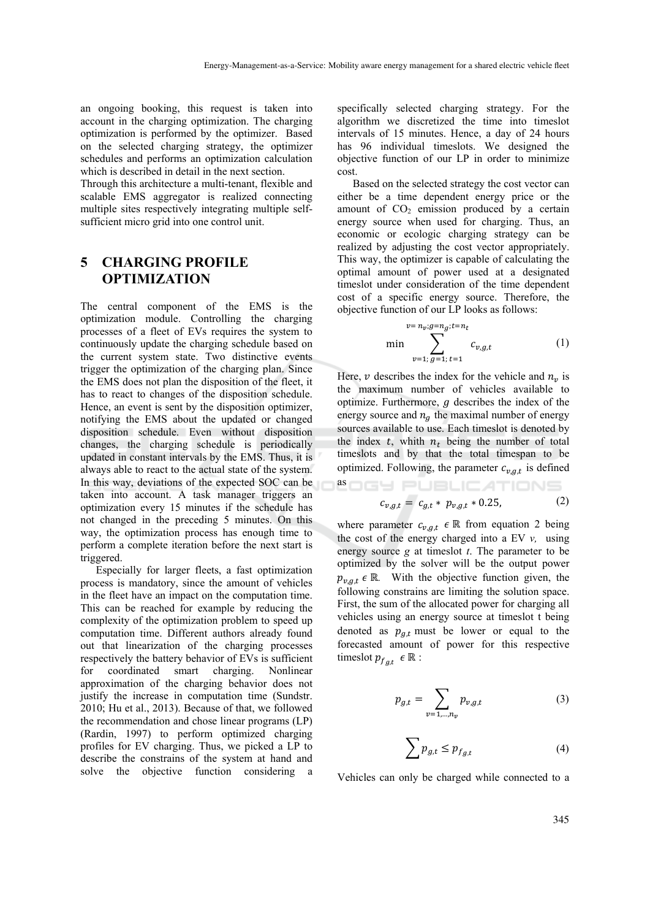an ongoing booking, this request is taken into account in the charging optimization. The charging optimization is performed by the optimizer. Based on the selected charging strategy, the optimizer schedules and performs an optimization calculation which is described in detail in the next section.
Through this architecture a multi-tenant, flexible and scalable EMS aggregator is realized connecting multiple sites respectively integrating multiple self-sufficient micro grid into one control unit.

# 5 CHARGING PROFILE OPTIMIZATION

The central component of the EMS is the optimization module. Controlling the charging processes of a fleet of EVs requires the system to continuously update the charging schedule based on the current system state. Two distinctive events trigger the optimization of the charging plan. Since the EMS does not plan the disposition of the fleet, it has to react to changes of the disposition schedule. Hence, an event is sent by the disposition optimizer, notifying the EMS about the updated or changed disposition schedule. Even without disposition changes, the charging schedule is periodically updated in constant intervals by the EMS. Thus, it is always able to react to the actual state of the system. In this way, deviations of the expected SOC can be taken into account. A task manager triggers an optimization every 15 minutes if the schedule has not changed in the preceding 5 minutes. On this way, the optimization process has enough time to perform a complete iteration before the next start is triggered.

Especially for larger fleets, a fast optimization process is mandatory, since the amount of vehicles in the fleet have an impact on the computation time. This can be reached for example by reducing the complexity of the optimization problem to speed up computation time. Different authors already found out that linearization of the charging processes respectively the battery behavior of EVs is sufficient for coordinated smart charging. Nonlinear approximation of the charging behavior does not justify the increase in computation time (Sundstr. 2010; Hu et al., 2013). Because of that, we followed the recommendation and chose linear programs (LP) (Rardin, 1997) to perform optimized charging profiles for EV charging. Thus, we picked a LP to describe the constrains of the system at hand and solve the objective function considering a specifically selected charging strategy. For the algorithm we discretized the time into timeslot intervals of 15 minutes. Hence, a day of 24 hours has 96 individual timeslots. We designed the objective function of our LP in order to minimize cost.

Based on the selected strategy the cost vector can either be a time dependent energy price or the amount of $CO_2$ emission produced by a certain energy source when used for charging. Thus, an economic or ecologic charging strategy can be realized by adjusting the cost vector appropriately. This way, the optimizer is capable of calculating the optimal amount of power used at a designated timeslot under consideration of the time dependent cost of a specific energy source. Therefore, the objective function of our LP looks as follows:

$$\min \sum_{v=1;\, g=1;\, t=1}^{v=n_v; g=n_g; t=n_t} c_{v,g,t} \tag{1}$$

Here, $v$ describes the index for the vehicle and $n_v$ is the maximum number of vehicles available to optimize. Furthermore, $g$ describes the index of the energy source and $n_g$ the maximal number of energy sources available to use. Each timeslot is denoted by the index $t$, whith $n_t$ being the number of total timeslots and by that the total timespan to be optimized. Following, the parameter $c_{v,g,t}$ is defined as

$$c_{v,g,t} = c_{g,t} * p_{v,g,t} * 0.25, \tag{2}$$

where parameter $c_{v,g,t} \in \mathbb{R}$ from equation 2 being the cost of the energy charged into a EV *v*, using energy source *g* at timeslot *t*. The parameter to be optimized by the solver will be the output power $p_{v,g,t} \in \mathbb{R}$. With the objective function given, the following constrains are limiting the solution space. First, the sum of the allocated power for charging all vehicles using an energy source at timeslot t being denoted as $p_{g,t}$ must be lower or equal to the forecasted amount of power for this respective timeslot $p_{f_{g,t}} \in \mathbb{R}$ :

$$p_{g,t} = \sum_{v=1,\ldots,n_v} p_{v,g,t} \tag{3}$$

$$\sum p_{g,t} \leq p_{f_{g,t}} \tag{4}$$

Vehicles can only be charged while connected to a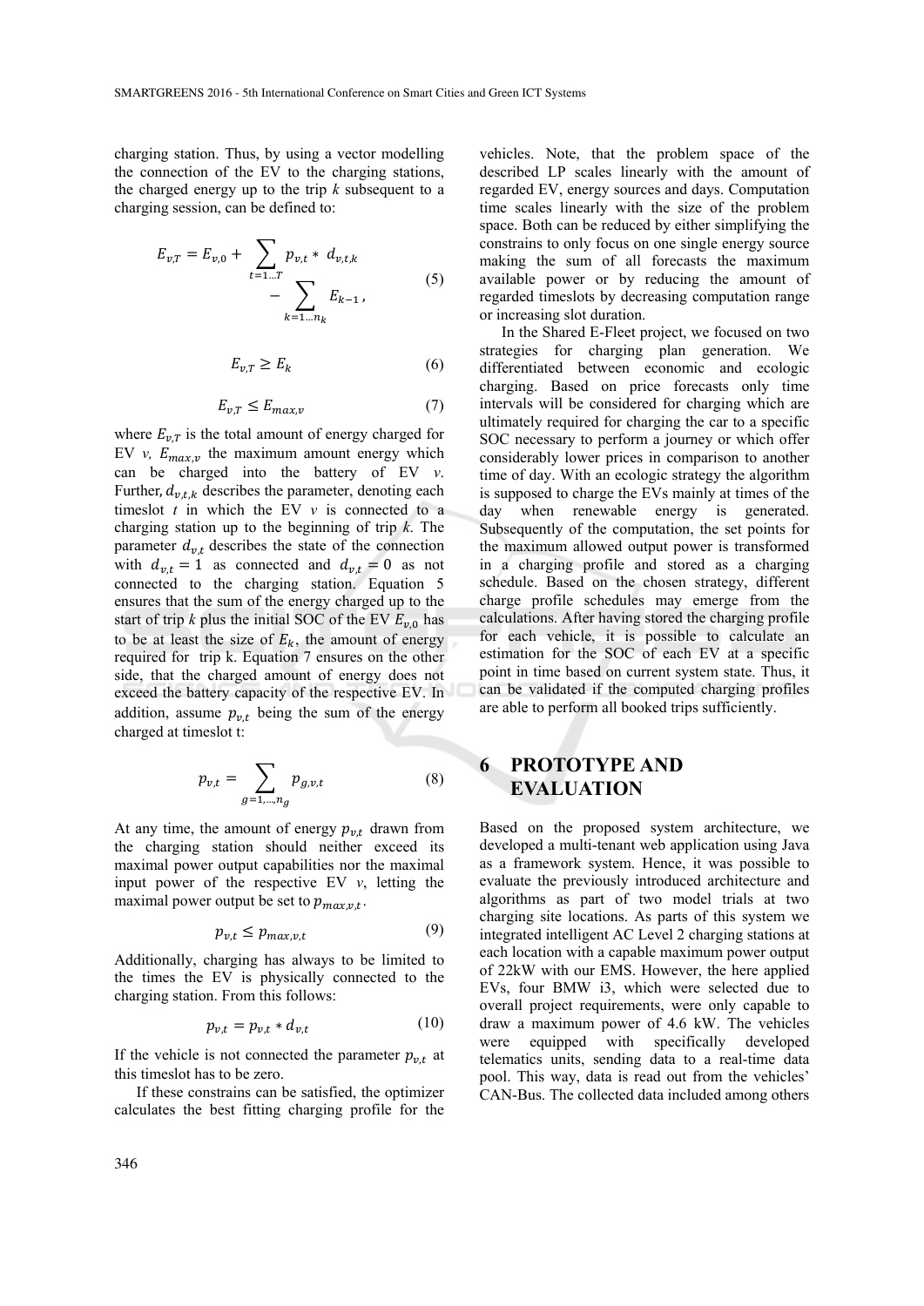charging station. Thus, by using a vector modelling the connection of the EV to the charging stations, the charged energy up to the trip $k$ subsequent to a charging session, can be defined to:

$$E_{v,T} = E_{v,0} + \sum_{t=1...T} p_{v,t} * d_{v,t,k} - \sum_{k=1...n_k} E_{k-1}, \tag{5}$$

$$E_{v,T} \geq E_k \tag{6}$$

$$E_{v,T} \leq E_{max,v} \tag{7}$$

where $E_{v,T}$ is the total amount of energy charged for EV $v$, $E_{max,v}$ the maximum amount energy which can be charged into the battery of EV $v$. Further, $d_{v,t,k}$ describes the parameter, denoting each timeslot $t$ in which the EV $v$ is connected to a charging station up to the beginning of trip $k$. The parameter $d_{v,t}$ describes the state of the connection with $d_{v,t} = 1$ as connected and $d_{v,t} = 0$ as not connected to the charging station. Equation 5 ensures that the sum of the energy charged up to the start of trip $k$ plus the initial SOC of the EV $E_{v,0}$ has to be at least the size of $E_k$, the amount of energy required for trip k. Equation 7 ensures on the other side, that the charged amount of energy does not exceed the battery capacity of the respective EV. In addition, assume $p_{v,t}$ being the sum of the energy charged at timeslot t:

$$p_{v,t} = \sum_{g=1,...,n_g} p_{g,v,t} \tag{8}$$

At any time, the amount of energy $p_{v,t}$ drawn from the charging station should neither exceed its maximal power output capabilities nor the maximal input power of the respective EV $v$, letting the maximal power output be set to $p_{max,v,t}$.

$$p_{v,t} \leq p_{max,v,t} \tag{9}$$

Additionally, charging has always to be limited to the times the EV is physically connected to the charging station. From this follows:

$$p_{v,t} = p_{v,t} * d_{v,t} \tag{10}$$

If the vehicle is not connected the parameter $p_{v,t}$ at this timeslot has to be zero.

If these constrains can be satisfied, the optimizer calculates the best fitting charging profile for the vehicles. Note, that the problem space of the described LP scales linearly with the amount of regarded EV, energy sources and days. Computation time scales linearly with the size of the problem space. Both can be reduced by either simplifying the constrains to only focus on one single energy source making the sum of all forecasts the maximum available power or by reducing the amount of regarded timeslots by decreasing computation range or increasing slot duration.

In the Shared E-Fleet project, we focused on two strategies for charging plan generation. We differentiated between economic and ecologic charging. Based on price forecasts only time intervals will be considered for charging which are ultimately required for charging the car to a specific SOC necessary to perform a journey or which offer considerably lower prices in comparison to another time of day. With an ecologic strategy the algorithm is supposed to charge the EVs mainly at times of the day when renewable energy is generated. Subsequently of the computation, the set points for the maximum allowed output power is transformed in a charging profile and stored as a charging schedule. Based on the chosen strategy, different charge profile schedules may emerge from the calculations. After having stored the charging profile for each vehicle, it is possible to calculate an estimation for the SOC of each EV at a specific point in time based on current system state. Thus, it can be validated if the computed charging profiles are able to perform all booked trips sufficiently.

# 6 PROTOTYPE AND EVALUATION

Based on the proposed system architecture, we developed a multi-tenant web application using Java as a framework system. Hence, it was possible to evaluate the previously introduced architecture and algorithms as part of two model trials at two charging site locations. As parts of this system we integrated intelligent AC Level 2 charging stations at each location with a capable maximum power output of 22kW with our EMS. However, the here applied EVs, four BMW i3, which were selected due to overall project requirements, were only capable to draw a maximum power of 4.6 kW. The vehicles were equipped with specifically developed telematics units, sending data to a real-time data pool. This way, data is read out from the vehicles' CAN-Bus. The collected data included among others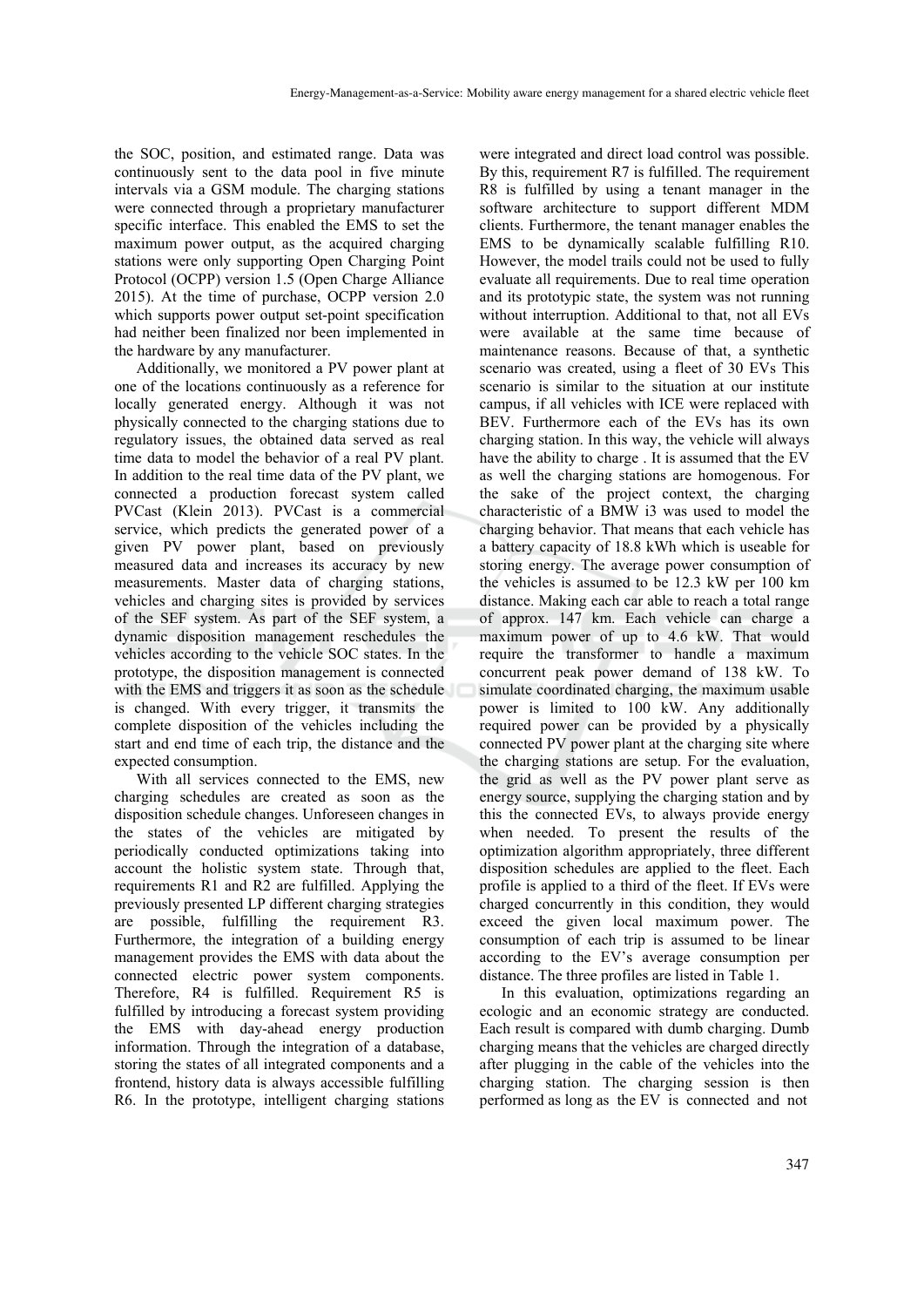the SOC, position, and estimated range. Data was continuously sent to the data pool in five minute intervals via a GSM module. The charging stations were connected through a proprietary manufacturer specific interface. This enabled the EMS to set the maximum power output, as the acquired charging stations were only supporting Open Charging Point Protocol (OCPP) version 1.5 (Open Charge Alliance 2015). At the time of purchase, OCPP version 2.0 which supports power output set-point specification had neither been finalized nor been implemented in the hardware by any manufacturer.

Additionally, we monitored a PV power plant at one of the locations continuously as a reference for locally generated energy. Although it was not physically connected to the charging stations due to regulatory issues, the obtained data served as real time data to model the behavior of a real PV plant. In addition to the real time data of the PV plant, we connected a production forecast system called PVCast (Klein 2013). PVCast is a commercial service, which predicts the generated power of a given PV power plant, based on previously measured data and increases its accuracy by new measurements. Master data of charging stations, vehicles and charging sites is provided by services of the SEF system. As part of the SEF system, a dynamic disposition management reschedules the vehicles according to the vehicle SOC states. In the prototype, the disposition management is connected with the EMS and triggers it as soon as the schedule is changed. With every trigger, it transmits the complete disposition of the vehicles including the start and end time of each trip, the distance and the expected consumption.

With all services connected to the EMS, new charging schedules are created as soon as the disposition schedule changes. Unforeseen changes in the states of the vehicles are mitigated by periodically conducted optimizations taking into account the holistic system state. Through that, requirements R1 and R2 are fulfilled. Applying the previously presented LP different charging strategies are possible, fulfilling the requirement R3. Furthermore, the integration of a building energy management provides the EMS with data about the connected electric power system components. Therefore, R4 is fulfilled. Requirement R5 is fulfilled by introducing a forecast system providing the EMS with day-ahead energy production information. Through the integration of a database, storing the states of all integrated components and a frontend, history data is always accessible fulfilling R6. In the prototype, intelligent charging stations were integrated and direct load control was possible. By this, requirement R7 is fulfilled. The requirement R8 is fulfilled by using a tenant manager in the software architecture to support different MDM clients. Furthermore, the tenant manager enables the EMS to be dynamically scalable fulfilling R10. However, the model trails could not be used to fully evaluate all requirements. Due to real time operation and its prototypic state, the system was not running without interruption. Additional to that, not all EVs were available at the same time because of maintenance reasons. Because of that, a synthetic scenario was created, using a fleet of 30 EVs This scenario is similar to the situation at our institute campus, if all vehicles with ICE were replaced with BEV. Furthermore each of the EVs has its own charging station. In this way, the vehicle will always have the ability to charge . It is assumed that the EV as well the charging stations are homogenous. For the sake of the project context, the charging characteristic of a BMW i3 was used to model the charging behavior. That means that each vehicle has a battery capacity of 18.8 kWh which is useable for storing energy. The average power consumption of the vehicles is assumed to be 12.3 kW per 100 km distance. Making each car able to reach a total range of approx. 147 km. Each vehicle can charge a maximum power of up to 4.6 kW. That would require the transformer to handle a maximum concurrent peak power demand of 138 kW. To simulate coordinated charging, the maximum usable power is limited to 100 kW. Any additionally required power can be provided by a physically connected PV power plant at the charging site where the charging stations are setup. For the evaluation, the grid as well as the PV power plant serve as energy source, supplying the charging station and by this the connected EVs, to always provide energy when needed. To present the results of the optimization algorithm appropriately, three different disposition schedules are applied to the fleet. Each profile is applied to a third of the fleet. If EVs were charged concurrently in this condition, they would exceed the given local maximum power. The consumption of each trip is assumed to be linear according to the EV's average consumption per distance. The three profiles are listed in Table 1.

In this evaluation, optimizations regarding an ecologic and an economic strategy are conducted. Each result is compared with dumb charging. Dumb charging means that the vehicles are charged directly after plugging in the cable of the vehicles into the charging station. The charging session is then performed as long as the EV is connected and not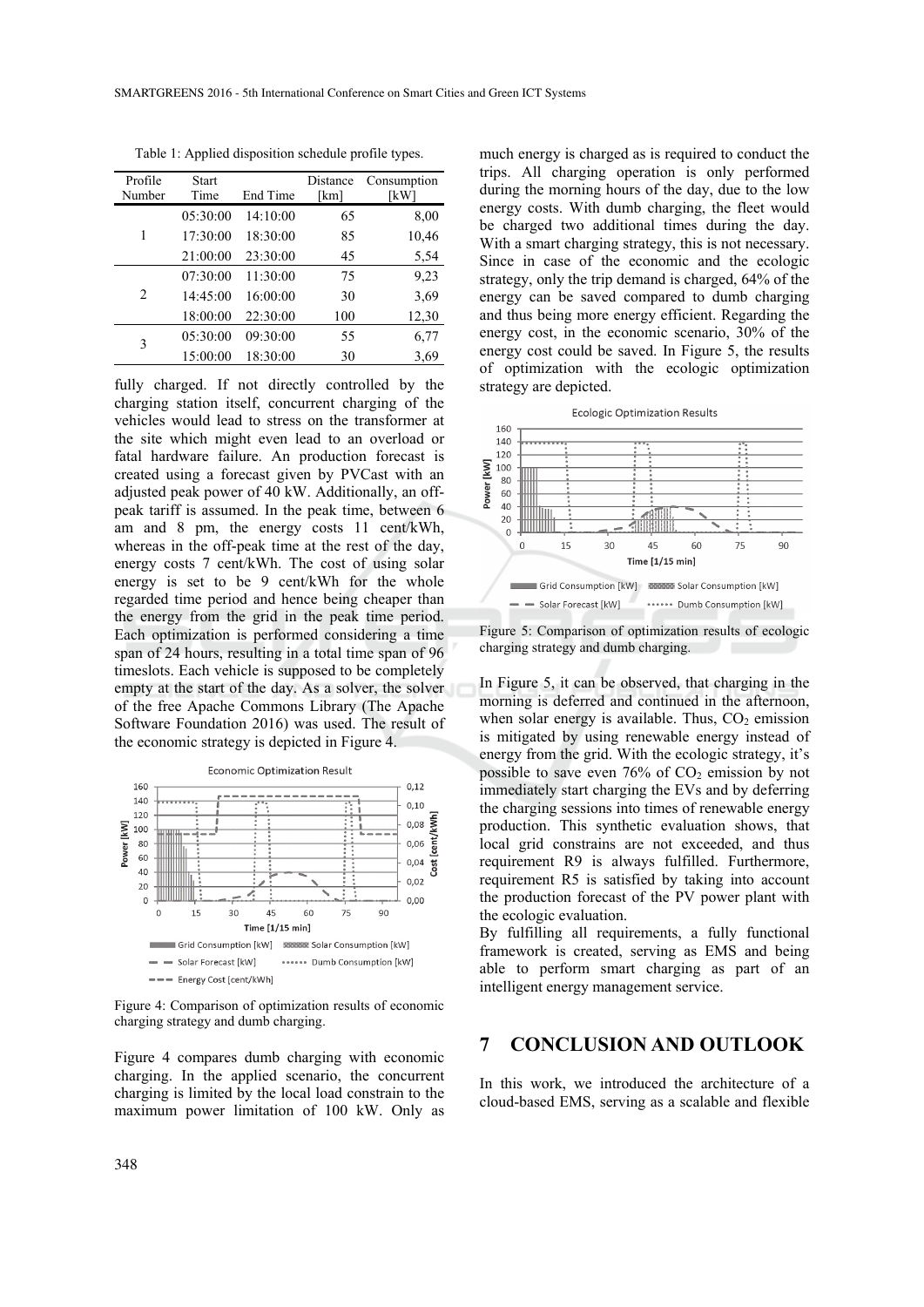Table 1: Applied disposition schedule profile types.

| Profile Number | Start Time | End Time | Distance [km] | Consumption [kW] |
|---|---|---|---|---|
| 1 | 05:30:00 | 14:10:00 | 65 | 8,00 |
| | 17:30:00 | 18:30:00 | 85 | 10,46 |
| | 21:00:00 | 23:30:00 | 45 | 5,54 |
| 2 | 07:30:00 | 11:30:00 | 75 | 9,23 |
| | 14:45:00 | 16:00:00 | 30 | 3,69 |
| | 18:00:00 | 22:30:00 | 100 | 12,30 |
| 3 | 05:30:00 | 09:30:00 | 55 | 6,77 |
| | 15:00:00 | 18:30:00 | 30 | 3,69 |

fully charged. If not directly controlled by the charging station itself, concurrent charging of the vehicles would lead to stress on the transformer at the site which might even lead to an overload or fatal hardware failure. An production forecast is created using a forecast given by PVCast with an adjusted peak power of 40 kW. Additionally, an off-peak tariff is assumed. In the peak time, between 6 am and 8 pm, the energy costs 11 cent/kWh, whereas in the off-peak time at the rest of the day, energy costs 7 cent/kWh. The cost of using solar energy is set to be 9 cent/kWh for the whole regarded time period and hence being cheaper than the energy from the grid in the peak time period. Each optimization is performed considering a time span of 24 hours, resulting in a total time span of 96 timeslots. Each vehicle is supposed to be completely empty at the start of the day. As a solver, the solver of the free Apache Commons Library (The Apache Software Foundation 2016) was used. The result of the economic strategy is depicted in Figure 4.

Figure 4: Comparison of optimization results of economic charging strategy and dumb charging.

Figure 4 compares dumb charging with economic charging. In the applied scenario, the concurrent charging is limited by the local load constrain to the maximum power limitation of 100 kW. Only as much energy is charged as is required to conduct the trips. All charging operation is only performed during the morning hours of the day, due to the low energy costs. With dumb charging, the fleet would be charged two additional times during the day. With a smart charging strategy, this is not necessary. Since in case of the economic and the ecologic strategy, only the trip demand is charged, 64% of the energy can be saved compared to dumb charging and thus being more energy efficient. Regarding the energy cost, in the economic scenario, 30% of the energy cost could be saved. In Figure 5, the results of optimization with the ecologic optimization strategy are depicted.

Figure 5: Comparison of optimization results of ecologic charging strategy and dumb charging.

In Figure 5, it can be observed, that charging in the morning is deferred and continued in the afternoon, when solar energy is available. Thus, $CO_2$ emission is mitigated by using renewable energy instead of energy from the grid. With the ecologic strategy, it's possible to save even 76% of $CO_2$ emission by not immediately start charging the EVs and by deferring the charging sessions into times of renewable energy production. This synthetic evaluation shows, that local grid constrains are not exceeded, and thus requirement R9 is always fulfilled. Furthermore, requirement R5 is satisfied by taking into account the production forecast of the PV power plant with the ecologic evaluation.

By fulfilling all requirements, a fully functional framework is created, serving as EMS and being able to perform smart charging as part of an intelligent energy management service.

## 7 CONCLUSION AND OUTLOOK

In this work, we introduced the architecture of a cloud-based EMS, serving as a scalable and flexible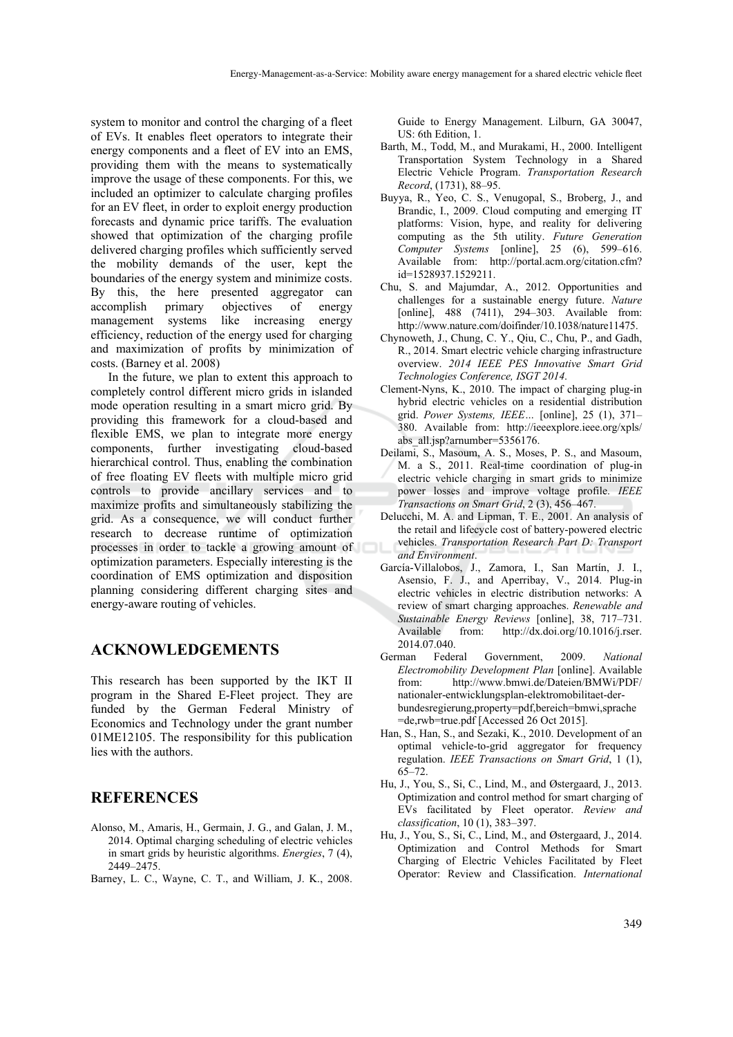system to monitor and control the charging of a fleet of EVs. It enables fleet operators to integrate their energy components and a fleet of EV into an EMS, providing them with the means to systematically improve the usage of these components. For this, we included an optimizer to calculate charging profiles for an EV fleet, in order to exploit energy production forecasts and dynamic price tariffs. The evaluation showed that optimization of the charging profile delivered charging profiles which sufficiently served the mobility demands of the user, kept the boundaries of the energy system and minimize costs. By this, the here presented aggregator can accomplish primary objectives of energy management systems like increasing energy efficiency, reduction of the energy used for charging and maximization of profits by minimization of costs. (Barney et al. 2008)

In the future, we plan to extent this approach to completely control different micro grids in islanded mode operation resulting in a smart micro grid. By providing this framework for a cloud-based and flexible EMS, we plan to integrate more energy components, further investigating cloud-based hierarchical control. Thus, enabling the combination of free floating EV fleets with multiple micro grid controls to provide ancillary services and to maximize profits and simultaneously stabilizing the grid. As a consequence, we will conduct further research to decrease runtime of optimization processes in order to tackle a growing amount of optimization parameters. Especially interesting is the coordination of EMS optimization and disposition planning considering different charging sites and energy-aware routing of vehicles.

## ACKNOWLEDGEMENTS

This research has been supported by the IKT II program in the Shared E-Fleet project. They are funded by the German Federal Ministry of Economics and Technology under the grant number 01ME12105. The responsibility for this publication lies with the authors.

## REFERENCES

Alonso, M., Amaris, H., Germain, J. G., and Galan, J. M., 2014. Optimal charging scheduling of electric vehicles in smart grids by heuristic algorithms. *Energies*, 7 (4), 2449–2475.

Barney, L. C., Wayne, C. T., and William, J. K., 2008. Guide to Energy Management. Lilburn, GA 30047, US: 6th Edition, 1.

Barth, M., Todd, M., and Murakami, H., 2000. Intelligent Transportation System Technology in a Shared Electric Vehicle Program. *Transportation Research Record*, (1731), 88–95.

Buyya, R., Yeo, C. S., Venugopal, S., Broberg, J., and Brandic, I., 2009. Cloud computing and emerging IT platforms: Vision, hype, and reality for delivering computing as the 5th utility. *Future Generation Computer Systems* [online], 25 (6), 599–616. Available from: http://portal.acm.org/citation.cfm?id=1528937.1529211.

Chu, S. and Majumdar, A., 2012. Opportunities and challenges for a sustainable energy future. *Nature* [online], 488 (7411), 294–303. Available from: http://www.nature.com/doifinder/10.1038/nature11475.

Chynoweth, J., Chung, C. Y., Qiu, C., Chu, P., and Gadh, R., 2014. Smart electric vehicle charging infrastructure overview. *2014 IEEE PES Innovative Smart Grid Technologies Conference, ISGT 2014*.

Clement-Nyns, K., 2010. The impact of charging plug-in hybrid electric vehicles on a residential distribution grid. *Power Systems, IEEE…* [online], 25 (1), 371–380. Available from: http://ieeexplore.ieee.org/xpls/abs_all.jsp?arnumber=5356176.

Deilami, S., Masoum, A. S., Moses, P. S., and Masoum, M. a S., 2011. Real-time coordination of plug-in electric vehicle charging in smart grids to minimize power losses and improve voltage profile. *IEEE Transactions on Smart Grid*, 2 (3), 456–467.

Delucchi, M. A. and Lipman, T. E., 2001. An analysis of the retail and lifecycle cost of battery-powered electric vehicles. *Transportation Research Part D: Transport and Environment*.

García-Villalobos, J., Zamora, I., San Martín, J. I., Asensio, F. J., and Aperribay, V., 2014. Plug-in electric vehicles in electric distribution networks: A review of smart charging approaches. *Renewable and Sustainable Energy Reviews* [online], 38, 717–731. Available from: http://dx.doi.org/10.1016/j.rser.2014.07.040.

German Federal Government, 2009. *National Electromobility Development Plan* [online]. Available from: http://www.bmwi.de/Dateien/BMWi/PDF/nationaler-entwicklungsplan-elektromobilitaet-der-bundesregierung,property=pdf,bereich=bmwi,sprache=de,rwb=true.pdf [Accessed 26 Oct 2015].

Han, S., Han, S., and Sezaki, K., 2010. Development of an optimal vehicle-to-grid aggregator for frequency regulation. *IEEE Transactions on Smart Grid*, 1 (1), 65–72.

Hu, J., You, S., Si, C., Lind, M., and Østergaard, J., 2013. Optimization and control method for smart charging of EVs facilitated by Fleet operator. *Review and classification*, 10 (1), 383–397.

Hu, J., You, S., Si, C., Lind, M., and Østergaard, J., 2014. Optimization and Control Methods for Smart Charging of Electric Vehicles Facilitated by Fleet Operator: Review and Classification. *International*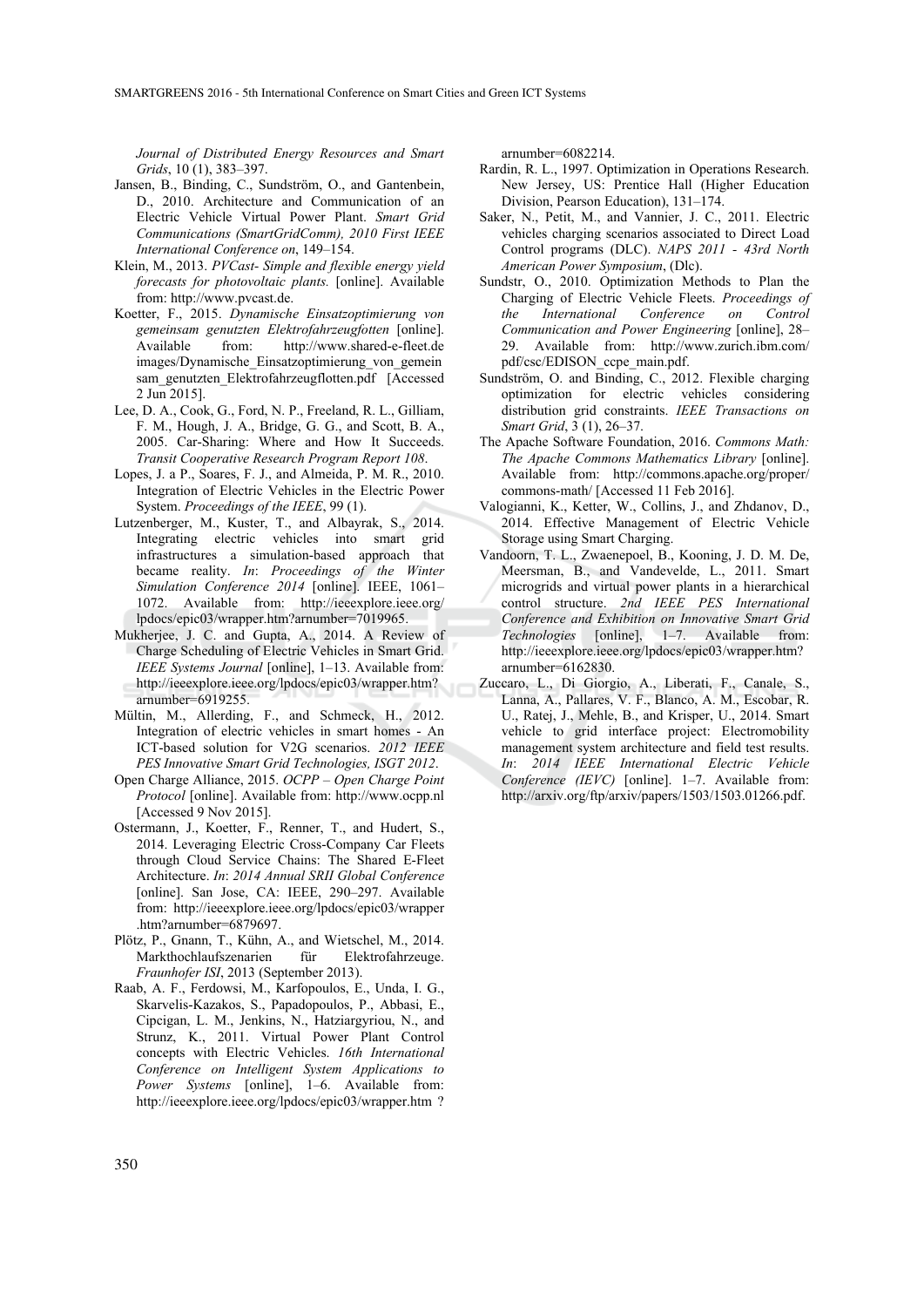*Journal of Distributed Energy Resources and Smart Grids*, 10 (1), 383–397.

Jansen, B., Binding, C., Sundström, O., and Gantenbein, D., 2010. Architecture and Communication of an Electric Vehicle Virtual Power Plant. *Smart Grid Communications (SmartGridComm), 2010 First IEEE International Conference on*, 149–154.

Klein, M., 2013. *PVCast- Simple and flexible energy yield forecasts for photovoltaic plants.* [online]. Available from: http://www.pvcast.de.

Koetter, F., 2015. *Dynamische Einsatzoptimierung von gemeinsam genutzten Elektrofahrzeugfotten* [online]. Available from: http://www.shared-e-fleet.de images/Dynamische_Einsatzoptimierung_von_gemein sam_genutzten_Elektrofahrzeugflotten.pdf [Accessed 2 Jun 2015].

Lee, D. A., Cook, G., Ford, N. P., Freeland, R. L., Gilliam, F. M., Hough, J. A., Bridge, G. G., and Scott, B. A., 2005. Car-Sharing: Where and How It Succeeds. *Transit Cooperative Research Program Report 108*.

Lopes, J. a P., Soares, F. J., and Almeida, P. M. R., 2010. Integration of Electric Vehicles in the Electric Power System. *Proceedings of the IEEE*, 99 (1).

Lutzenberger, M., Kuster, T., and Albayrak, S., 2014. Integrating electric vehicles into smart grid infrastructures a simulation-based approach that became reality. *In*: *Proceedings of the Winter Simulation Conference 2014* [online]. IEEE, 1061–1072. Available from: http://ieeexplore.ieee.org/ lpdocs/epic03/wrapper.htm?arnumber=7019965.

Mukherjee, J. C. and Gupta, A., 2014. A Review of Charge Scheduling of Electric Vehicles in Smart Grid. *IEEE Systems Journal* [online], 1–13. Available from: http://ieeexplore.ieee.org/lpdocs/epic03/wrapper.htm? arnumber=6919255.

Mültin, M., Allerding, F., and Schmeck, H., 2012. Integration of electric vehicles in smart homes - An ICT-based solution for V2G scenarios. *2012 IEEE PES Innovative Smart Grid Technologies, ISGT 2012*.

Open Charge Alliance, 2015. *OCPP – Open Charge Point Protocol* [online]. Available from: http://www.ocpp.nl [Accessed 9 Nov 2015].

Ostermann, J., Koetter, F., Renner, T., and Hudert, S., 2014. Leveraging Electric Cross-Company Car Fleets through Cloud Service Chains: The Shared E-Fleet Architecture. *In*: *2014 Annual SRII Global Conference* [online]. San Jose, CA: IEEE, 290–297. Available from: http://ieeexplore.ieee.org/lpdocs/epic03/wrapper .htm?arnumber=6879697.

Plötz, P., Gnann, T., Kühn, A., and Wietschel, M., 2014. Markthochlaufszenarien für Elektrofahrzeuge. *Fraunhofer ISI*, 2013 (September 2013).

Raab, A. F., Ferdowsi, M., Karfopoulos, E., Unda, I. G., Skarvelis-Kazakos, S., Papadopoulos, P., Abbasi, E., Cipcigan, L. M., Jenkins, N., Hatziargyriou, N., and Strunz, K., 2011. Virtual Power Plant Control concepts with Electric Vehicles. *16th International Conference on Intelligent System Applications to Power Systems* [online], 1–6. Available from: http://ieeexplore.ieee.org/lpdocs/epic03/wrapper.htm ? arnumber=6082214.

Rardin, R. L., 1997. Optimization in Operations Research. New Jersey, US: Prentice Hall (Higher Education Division, Pearson Education), 131–174.

Saker, N., Petit, M., and Vannier, J. C., 2011. Electric vehicles charging scenarios associated to Direct Load Control programs (DLC). *NAPS 2011 - 43rd North American Power Symposium*, (Dlc).

Sundstr, O., 2010. Optimization Methods to Plan the Charging of Electric Vehicle Fleets. *Proceedings of the International Conference on Control Communication and Power Engineering* [online], 28–29. Available from: http://www.zurich.ibm.com/ pdf/csc/EDISON_ccpe_main.pdf.

Sundström, O. and Binding, C., 2012. Flexible charging optimization for electric vehicles considering distribution grid constraints. *IEEE Transactions on Smart Grid*, 3 (1), 26–37.

The Apache Software Foundation, 2016. *Commons Math: The Apache Commons Mathematics Library* [online]. Available from: http://commons.apache.org/proper/ commons-math/ [Accessed 11 Feb 2016].

Valogianni, K., Ketter, W., Collins, J., and Zhdanov, D., 2014. Effective Management of Electric Vehicle Storage using Smart Charging.

Vandoorn, T. L., Zwaenepoel, B., Kooning, J. D. M. De, Meersman, B., and Vandevelde, L., 2011. Smart microgrids and virtual power plants in a hierarchical control structure. *2nd IEEE PES International Conference and Exhibition on Innovative Smart Grid Technologies* [online], 1–7. Available from: http://ieeexplore.ieee.org/lpdocs/epic03/wrapper.htm? arnumber=6162830.

Zuccaro, L., Di Giorgio, A., Liberati, F., Canale, S., Lanna, A., Pallares, V. F., Blanco, A. M., Escobar, R. U., Ratej, J., Mehle, B., and Krisper, U., 2014. Smart vehicle to grid interface project: Electromobility management system architecture and field test results. *In*: *2014 IEEE International Electric Vehicle Conference (IEVC)* [online]. 1–7. Available from: http://arxiv.org/ftp/arxiv/papers/1503/1503.01266.pdf.